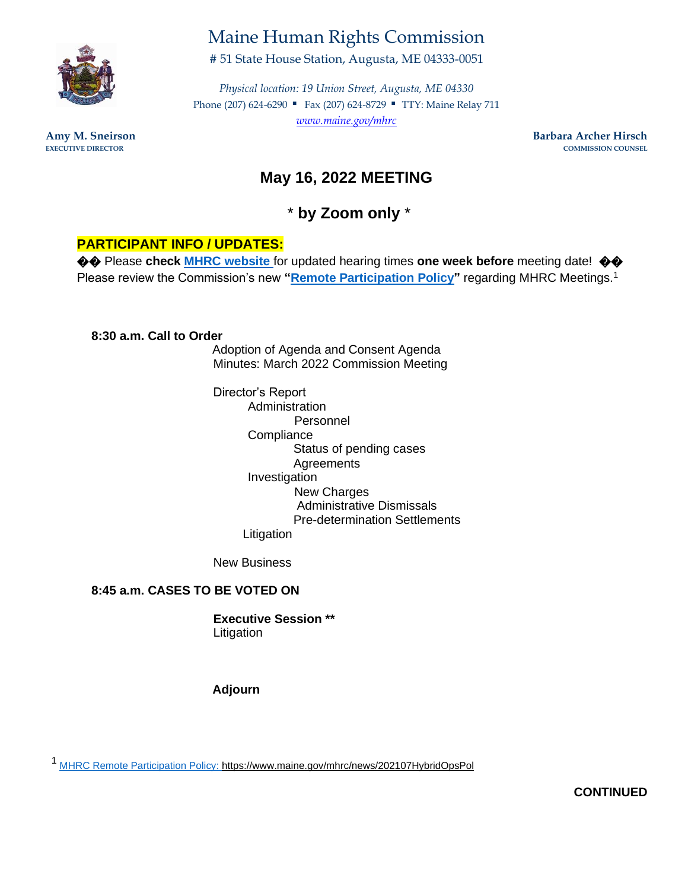# Maine Human Rights Commission

# 51 State House Station, Augusta, ME 04333-0051

*Physical location: 19 Union Street, Augusta, ME 04330*

Phone (207) 624-6290 ▪ Fax (207) 624-8729 ▪ TTY: Maine Relay 711

*www.maine.gov/mhrc*

**Amy M. Sneirson**
**EXECUTIVE DIRECTOR**

**Barbara Archer Hirsch**
**COMMISSION COUNSEL**

## May 16, 2022 MEETING

## * by Zoom only *

**PARTICIPANT INFO / UPDATES:**

�� Please **check** **MHRC website** for updated hearing times **one week before** meeting date! ��
Please review the Commission's new **"Remote Participation Policy"** regarding MHRC Meetings.[1]

**8:30 a.m. Call to Order**

Adoption of Agenda and Consent Agenda
Minutes: March 2022 Commission Meeting

Director's Report
- Administration
  - Personnel
- Compliance
  - Status of pending cases
  - Agreements
- Investigation
  - New Charges
  - Administrative Dismissals
  - Pre-determination Settlements
- Litigation

New Business

**8:45 a.m. CASES TO BE VOTED ON**

**Executive Session ****
Litigation

**Adjourn**

[1] MHRC Remote Participation Policy: https://www.maine.gov/mhrc/news/202107HybridOpsPol

**CONTINUED**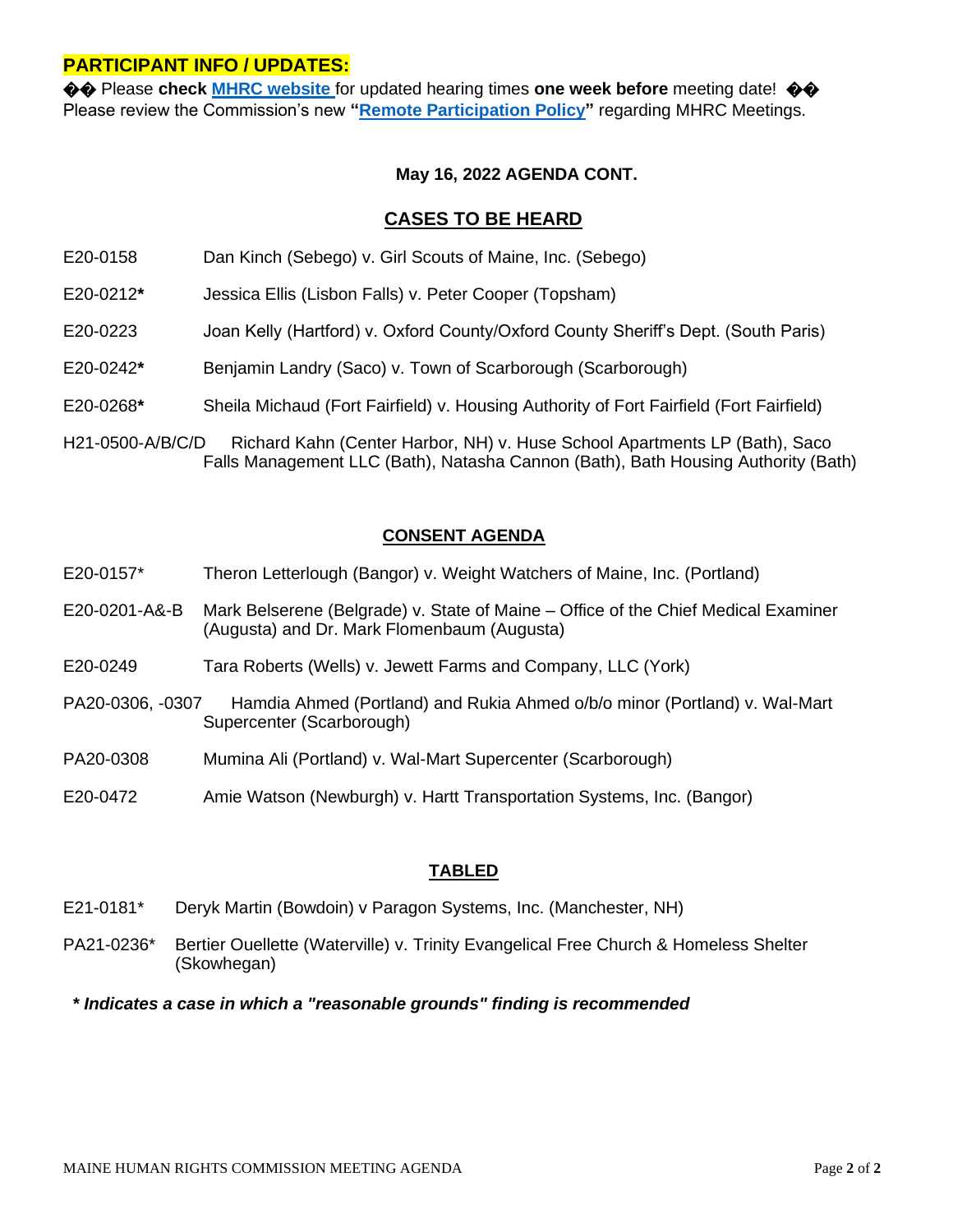## PARTICIPANT INFO / UPDATES:

�� Please **check [MHRC website](#)** for updated hearing times **one week before** meeting date! ��
Please review the Commission's new **"[Remote Participation Policy](#)"** regarding MHRC Meetings.

**May 16, 2022 AGENDA CONT.**

### CASES TO BE HEARD

| | |
|---|---|
| E20-0158 | Dan Kinch (Sebego) v. Girl Scouts of Maine, Inc. (Sebego) |
| E20-0212**\*** | Jessica Ellis (Lisbon Falls) v. Peter Cooper (Topsham) |
| E20-0223 | Joan Kelly (Hartford) v. Oxford County/Oxford County Sheriff's Dept. (South Paris) |
| E20-0242**\*** | Benjamin Landry (Saco) v. Town of Scarborough (Scarborough) |
| E20-0268**\*** | Sheila Michaud (Fort Fairfield) v. Housing Authority of Fort Fairfield (Fort Fairfield) |
| H21-0500-A/B/C/D | Richard Kahn (Center Harbor, NH) v. Huse School Apartments LP (Bath), Saco Falls Management LLC (Bath), Natasha Cannon (Bath), Bath Housing Authority (Bath) |

### CONSENT AGENDA

| | |
|---|---|
| E20-0157* | Theron Letterlough (Bangor) v. Weight Watchers of Maine, Inc. (Portland) |
| E20-0201-A&-B | Mark Belserene (Belgrade) v. State of Maine – Office of the Chief Medical Examiner (Augusta) and Dr. Mark Flomenbaum (Augusta) |
| E20-0249 | Tara Roberts (Wells) v. Jewett Farms and Company, LLC (York) |
| PA20-0306, -0307 | Hamdia Ahmed (Portland) and Rukia Ahmed o/b/o minor (Portland) v. Wal-Mart Supercenter (Scarborough) |
| PA20-0308 | Mumina Ali (Portland) v. Wal-Mart Supercenter (Scarborough) |
| E20-0472 | Amie Watson (Newburgh) v. Hartt Transportation Systems, Inc. (Bangor) |

### TABLED

| | |
|---|---|
| E21-0181* | Deryk Martin (Bowdoin) v Paragon Systems, Inc. (Manchester, NH) |
| PA21-0236* | Bertier Ouellette (Waterville) v. Trinity Evangelical Free Church & Homeless Shelter (Skowhegan) |

***\* Indicates a case in which a "reasonable grounds" finding is recommended***